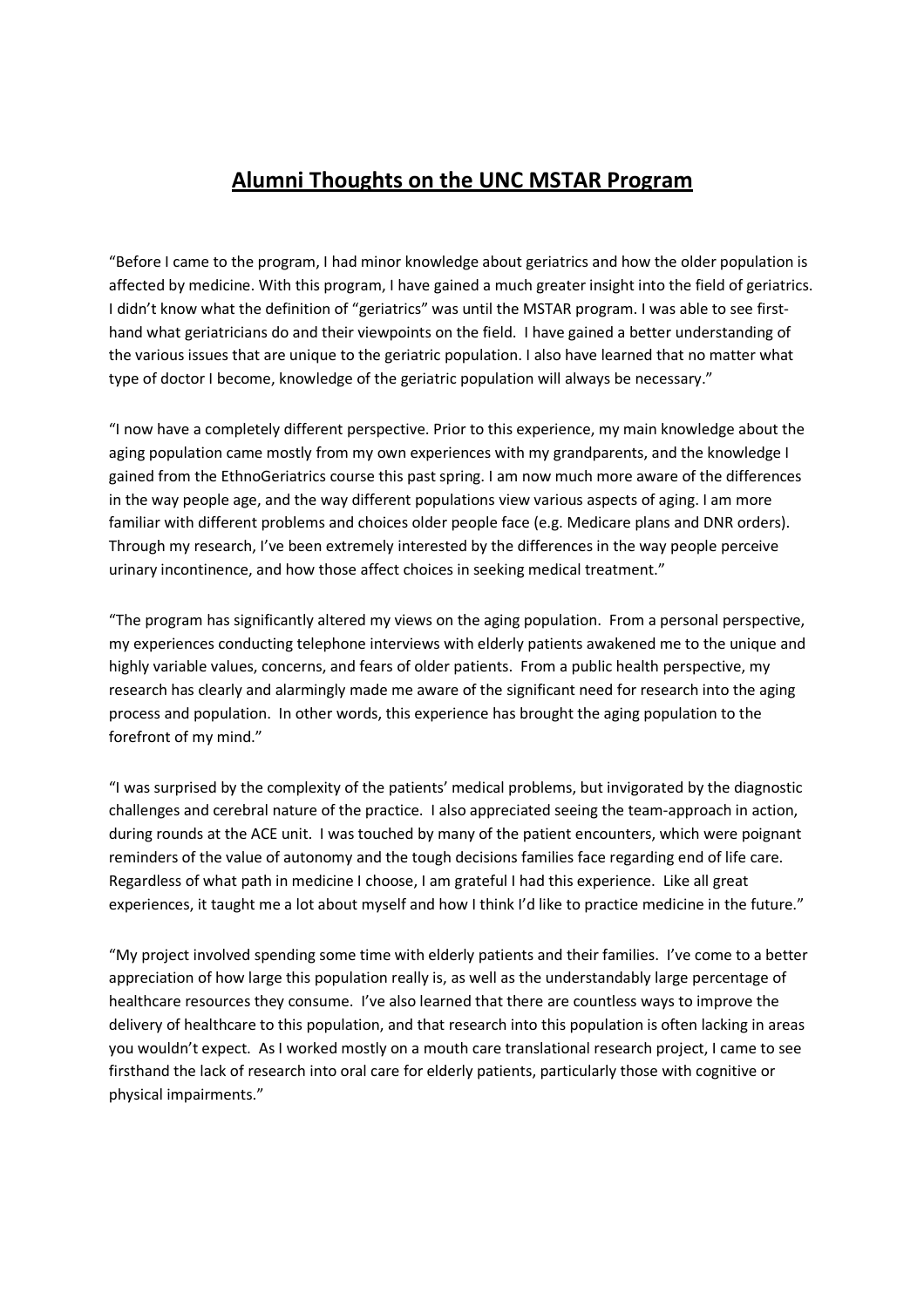# Alumni Thoughts on the UNC MSTAR Program

"Before I came to the program, I had minor knowledge about geriatrics and how the older population is affected by medicine. With this program, I have gained a much greater insight into the field of geriatrics. I didn't know what the definition of "geriatrics" was until the MSTAR program. I was able to see first-hand what geriatricians do and their viewpoints on the field. I have gained a better understanding of the various issues that are unique to the geriatric population. I also have learned that no matter what type of doctor I become, knowledge of the geriatric population will always be necessary."

"I now have a completely different perspective. Prior to this experience, my main knowledge about the aging population came mostly from my own experiences with my grandparents, and the knowledge I gained from the EthnoGeriatrics course this past spring. I am now much more aware of the differences in the way people age, and the way different populations view various aspects of aging. I am more familiar with different problems and choices older people face (e.g. Medicare plans and DNR orders). Through my research, I've been extremely interested by the differences in the way people perceive urinary incontinence, and how those affect choices in seeking medical treatment."

"The program has significantly altered my views on the aging population. From a personal perspective, my experiences conducting telephone interviews with elderly patients awakened me to the unique and highly variable values, concerns, and fears of older patients. From a public health perspective, my research has clearly and alarmingly made me aware of the significant need for research into the aging process and population. In other words, this experience has brought the aging population to the forefront of my mind."

"I was surprised by the complexity of the patients' medical problems, but invigorated by the diagnostic challenges and cerebral nature of the practice. I also appreciated seeing the team-approach in action, during rounds at the ACE unit. I was touched by many of the patient encounters, which were poignant reminders of the value of autonomy and the tough decisions families face regarding end of life care. Regardless of what path in medicine I choose, I am grateful I had this experience. Like all great experiences, it taught me a lot about myself and how I think I'd like to practice medicine in the future."

"My project involved spending some time with elderly patients and their families. I've come to a better appreciation of how large this population really is, as well as the understandably large percentage of healthcare resources they consume. I've also learned that there are countless ways to improve the delivery of healthcare to this population, and that research into this population is often lacking in areas you wouldn't expect. As I worked mostly on a mouth care translational research project, I came to see firsthand the lack of research into oral care for elderly patients, particularly those with cognitive or physical impairments."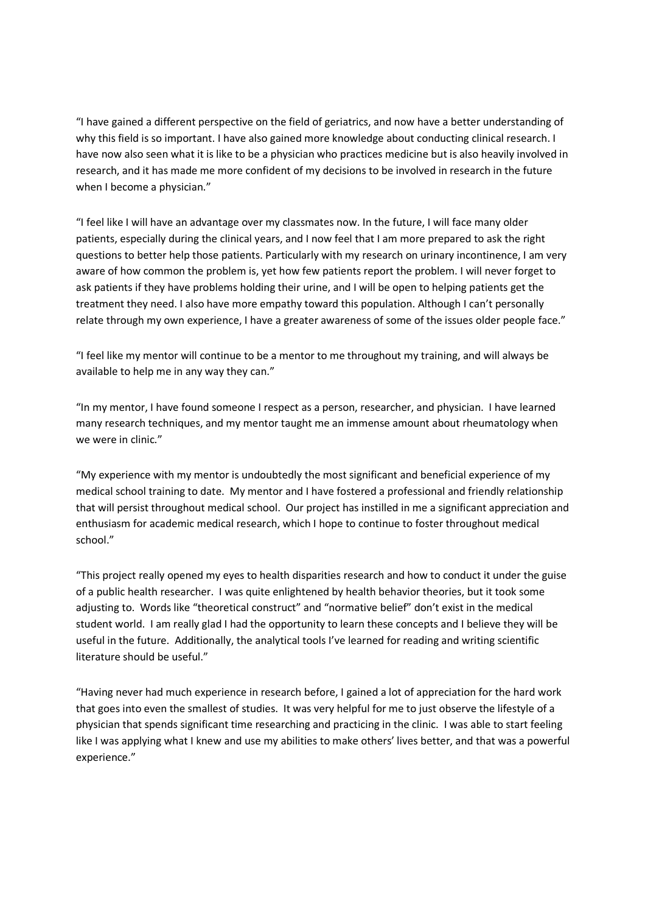"I have gained a different perspective on the field of geriatrics, and now have a better understanding of why this field is so important. I have also gained more knowledge about conducting clinical research. I have now also seen what it is like to be a physician who practices medicine but is also heavily involved in research, and it has made me more confident of my decisions to be involved in research in the future when I become a physician."

"I feel like I will have an advantage over my classmates now. In the future, I will face many older patients, especially during the clinical years, and I now feel that I am more prepared to ask the right questions to better help those patients. Particularly with my research on urinary incontinence, I am very aware of how common the problem is, yet how few patients report the problem. I will never forget to ask patients if they have problems holding their urine, and I will be open to helping patients get the treatment they need. I also have more empathy toward this population. Although I can't personally relate through my own experience, I have a greater awareness of some of the issues older people face."

"I feel like my mentor will continue to be a mentor to me throughout my training, and will always be available to help me in any way they can."

"In my mentor, I have found someone I respect as a person, researcher, and physician. I have learned many research techniques, and my mentor taught me an immense amount about rheumatology when we were in clinic."

"My experience with my mentor is undoubtedly the most significant and beneficial experience of my medical school training to date. My mentor and I have fostered a professional and friendly relationship that will persist throughout medical school. Our project has instilled in me a significant appreciation and enthusiasm for academic medical research, which I hope to continue to foster throughout medical school."

"This project really opened my eyes to health disparities research and how to conduct it under the guise of a public health researcher. I was quite enlightened by health behavior theories, but it took some adjusting to. Words like "theoretical construct" and "normative belief" don't exist in the medical student world. I am really glad I had the opportunity to learn these concepts and I believe they will be useful in the future. Additionally, the analytical tools I've learned for reading and writing scientific literature should be useful."

"Having never had much experience in research before, I gained a lot of appreciation for the hard work that goes into even the smallest of studies. It was very helpful for me to just observe the lifestyle of a physician that spends significant time researching and practicing in the clinic. I was able to start feeling like I was applying what I knew and use my abilities to make others' lives better, and that was a powerful experience."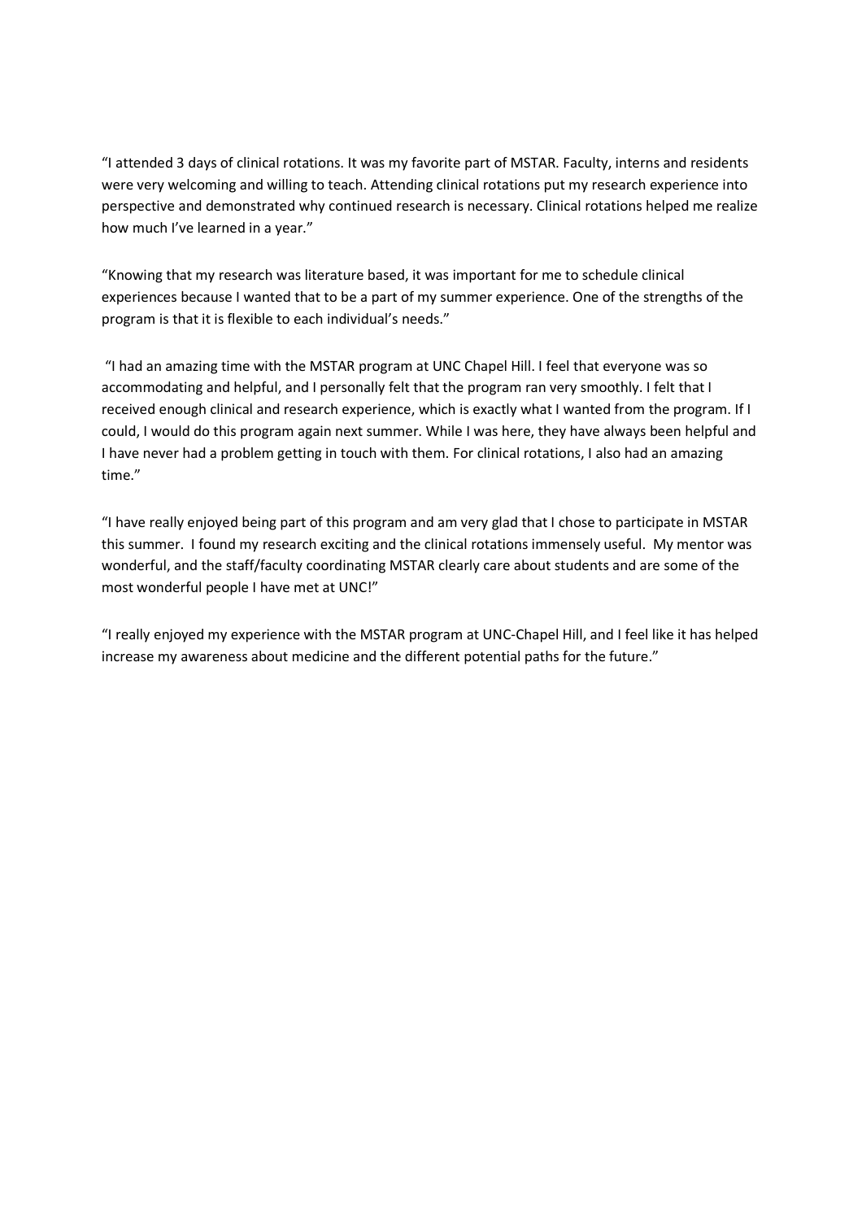"I attended 3 days of clinical rotations. It was my favorite part of MSTAR. Faculty, interns and residents were very welcoming and willing to teach. Attending clinical rotations put my research experience into perspective and demonstrated why continued research is necessary. Clinical rotations helped me realize how much I've learned in a year."

"Knowing that my research was literature based, it was important for me to schedule clinical experiences because I wanted that to be a part of my summer experience. One of the strengths of the program is that it is flexible to each individual's needs."

"I had an amazing time with the MSTAR program at UNC Chapel Hill. I feel that everyone was so accommodating and helpful, and I personally felt that the program ran very smoothly. I felt that I received enough clinical and research experience, which is exactly what I wanted from the program. If I could, I would do this program again next summer. While I was here, they have always been helpful and I have never had a problem getting in touch with them. For clinical rotations, I also had an amazing time."

"I have really enjoyed being part of this program and am very glad that I chose to participate in MSTAR this summer. I found my research exciting and the clinical rotations immensely useful. My mentor was wonderful, and the staff/faculty coordinating MSTAR clearly care about students and are some of the most wonderful people I have met at UNC!"

"I really enjoyed my experience with the MSTAR program at UNC-Chapel Hill, and I feel like it has helped increase my awareness about medicine and the different potential paths for the future."